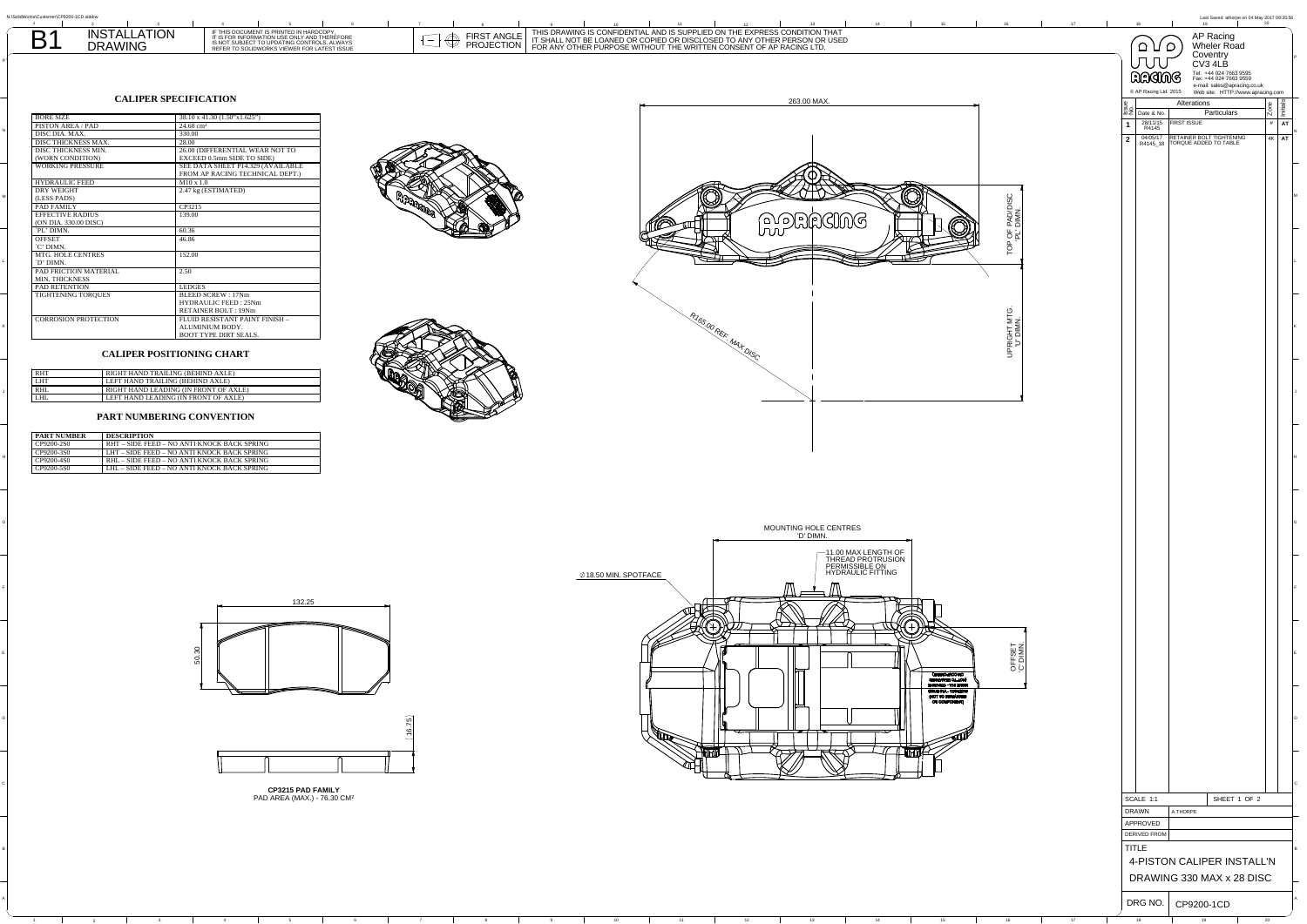# B1 INSTALLATION DRAWING

IF THIS DOCUMENT IS PRINTED IN HARDCOPY IT IS FOR INFORMATION USE ONLY AND THEREFORE IS NOT SUBJECT TO UPDATING CONTROLS. ALWAYS REFER TO SOLIDWORKS VIEWER FOR LATEST ISSUE

FIRST ANGLE PROJECTION

THIS DRAWING IS CONFIDENTIAL AND IS SUPPLIED ON THE EXPRESS CONDITION THAT IT SHALL NOT BE LOANED OR COPIED OR DISCLOSED TO ANY OTHER PERSON OR USED FOR ANY OTHER PURPOSE WITHOUT THE WRITTEN CONSENT OF AP RACING LTD.

## CALIPER SPECIFICATION

| | |
|---|---|
| BORE SIZE | 38.10 x 41.30 (1.50"x1.625") |
| PISTON AREA / PAD | 24.68 cm² |
| DISC DIA. MAX. | 330.00 |
| DISC THICKNESS MAX. | 28.00 |
| DISC THICKNESS MIN. (WORN CONDITION) | 26.00 (DIFFERENTIAL WEAR NOT TO EXCEED 0.5mm SIDE TO SIDE) |
| WORKING PRESSURE | SEE DATA SHEET P14.329 (AVAILABLE FROM AP RACING TECHNICAL DEPT.) |
| HYDRAULIC FEED | M10 x 1.0 |
| DRY WEIGHT (LESS PADS) | 2.47 kg (ESTIMATED) |
| PAD FAMILY | CP3215 |
| EFFECTIVE RADIUS (ON DIA. 330.00 DISC) | 139.00 |
| 'PL' DIMN. | 60.36 |
| OFFSET 'C' DIMN. | 46.86 |
| MTG. HOLE CENTRES 'D' DIMN. | 152.00 |
| PAD FRICTION MATERIAL MIN. THICKNESS | 2.50 |
| PAD RETENTION | LEDGES |
| TIGHTENING TORQUES | BLEED SCREW : 17Nm<br>HYDRAULIC FEED : 25Nm<br>RETAINER BOLT : 19Nm |
| CORROSION PROTECTION | FLUID RESISTANT PAINT FINISH – ALUMINIUM BODY.<br>BOOT TYPE DIRT SEALS. |

## CALIPER POSITIONING CHART

| | |
|---|---|
| RHT | RIGHT HAND TRAILING (BEHIND AXLE) |
| LHT | LEFT HAND TRAILING (BEHIND AXLE) |
| RHL | RIGHT HAND LEADING (IN FRONT OF AXLE) |
| LHL | LEFT HAND LEADING (IN FRONT OF AXLE) |

## PART NUMBERING CONVENTION

| PART NUMBER | DESCRIPTION |
|---|---|
| CP9200-2S0 | RHT – SIDE FEED – NO ANTI KNOCK BACK SPRING |
| CP9200-3S0 | LHT – SIDE FEED – NO ANTI KNOCK BACK SPRING |
| CP9200-4S0 | RHL – SIDE FEED – NO ANTI KNOCK BACK SPRING |
| CP9200-5S0 | LHL – SIDE FEED – NO ANTI KNOCK BACK SPRING |

132.25
50.30
16.75

**CP3215 PAD FAMILY**
PAD AREA (MAX.) - 76.30 CM²

263.00 MAX.
R165.00 REF. MAX DISC
TOP OF PAD/DISC 'PL' DIMN.
UPRIGHT MTG. 'U' DIMN.

MOUNTING HOLE CENTRES 'D' DIMN.
11.00 MAX LENGTH OF THREAD PROTRUSION PERMISSIBLE ON HYDRAULIC FITTING
∅18.50 MIN. SPOTFACE
OFFSET 'C' DIMN.

AP Racing
Wheler Road
Coventry
CV3 4LB
Tel: +44 024 7663 9595
Fax: +44 024 7663 9559
e-mail: sales@apracing.co.uk
Web site: HTTP://www.apracing.com
© AP Racing Ltd. 2015

### Alterations

| Issue No. | Date & No. | Particulars | Zone | Initials |
|---|---|---|---|---|
| 1 | 28/11/15 R4145 | FIRST ISSUE | # | AT |
| 2 | 04/05/17 R4145_18 | RETAINER BOLT TIGHTENING TORQUE ADDED TO TABLE | 4K | AT |

| | |
|---|---|
| SCALE 1:1 | SHEET 1 OF 2 |
| DRAWN | A.THORPE |
| APPROVED | |
| DERIVED FROM | |

TITLE
4-PISTON CALIPER INSTALL'N DRAWING 330 MAX x 28 DISC

DRG NO. CP9200-1CD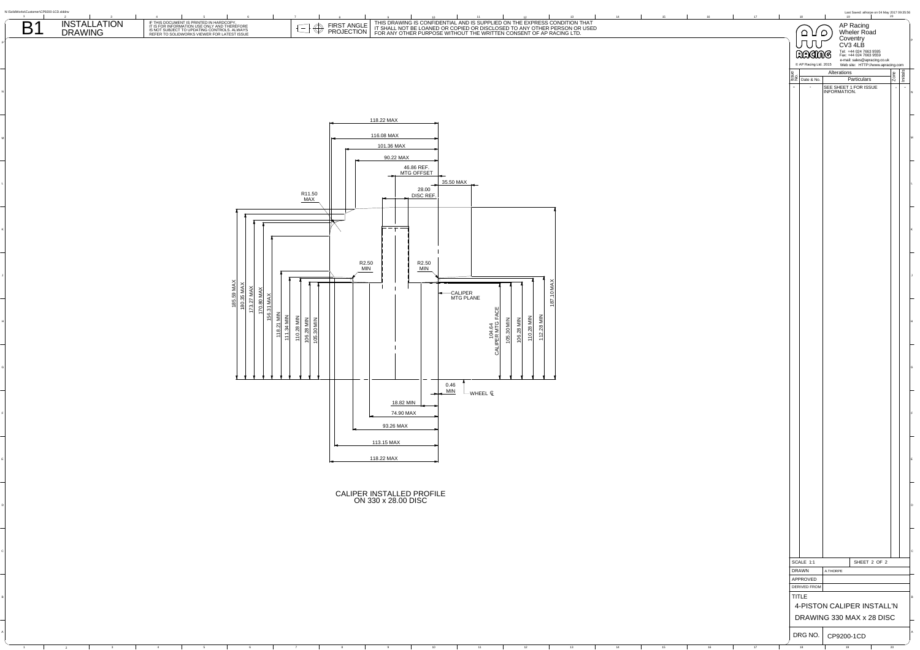# B1 INSTALLATION DRAWING

IF THIS DOCUMENT IS PRINTED IN HARDCOPY IT IS FOR INFORMATION USE ONLY AND THEREFORE IS NOT SUBJECT TO UPDATING CONTROLS. ALWAYS REFER TO SOLIDWORKS VIEWER FOR LATEST ISSUE

FIRST ANGLE PROJECTION

THIS DRAWING IS CONFIDENTIAL AND IS SUPPLIED ON THE EXPRESS CONDITION THAT IT SHALL NOT BE LOANED OR COPIED OR DISCLOSED TO ANY OTHER PERSON OR USED FOR ANY OTHER PURPOSE WITHOUT THE WRITTEN CONSENT OF AP RACING LTD.

AP Racing
Wheler Road
Coventry
CV3 4LB
Tel: +44 024 7663 9595
Fax: +44 024 7663 9559
e-mail: sales@apracing.co.uk
Web site: HTTP://www.apracing.com

© AP Racing Ltd. 2015

| Issue No. | Date & No. | Alterations Particulars | Zone | Initials |
|---|---|---|---|---|
| - | - | SEE SHEET 1 FOR ISSUE INFORMATION. | - | - |

118.22 MAX
116.08 MAX
101.36 MAX
90.22 MAX
46.86 REF. MTG OFFSET
35.50 MAX
28.00 DISC REF.
R11.50 MAX
R2.50 MIN
R2.50 MIN
CALIPER MTG PLANE
185.59 MAX
180.35 MAX
173.27 MAX
170.80 MAX
156.31 MAX
118.21 MIN
111.34 MIN
110.28 MIN
106.28 MIN
105.30 MIN
104.64 CALIPER MTG FACE
105.30 MIN
106.28 MIN
110.28 MIN
112.28 MIN
187.10 MAX
0.46 MIN
WHEEL ℄
18.82 MIN
74.90 MAX
93.26 MAX
113.15 MAX
118.22 MAX

CALIPER INSTALLED PROFILE ON 330 x 28.00 DISC

| | |
|---|---|
| SCALE 1:1 | SHEET 2 OF 2 |
| DRAWN | A.THORPE |
| APPROVED | |
| DERIVED FROM | |
| TITLE | 4-PISTON CALIPER INSTALL'N DRAWING 330 MAX x 28 DISC |
| DRG NO. | CP9200-1CD |